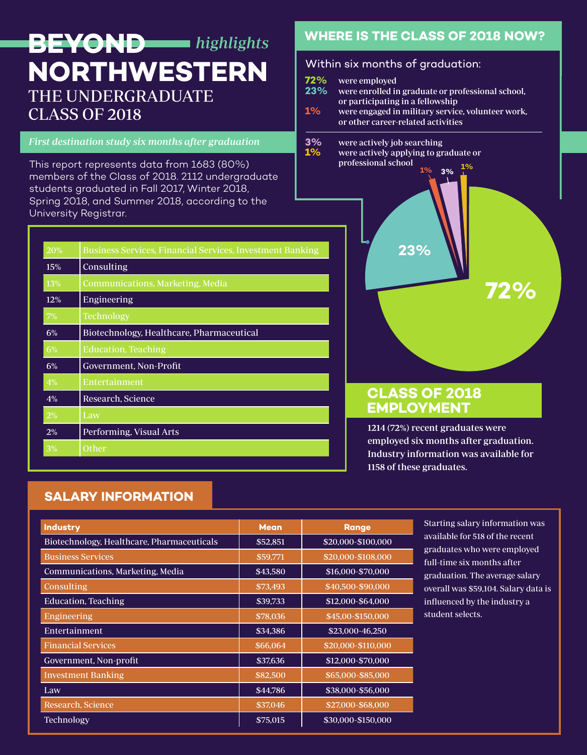# BEYOND NORTHWESTERN *highlights*

## THE UNDERGRADUATE CLASS OF 2018

*First destination study six months after graduation*

This report represents data from 1683 (80%) members of the Class of 2018. 2112 undergraduate students graduated in Fall 2017, Winter 2018, Spring 2018, and Summer 2018, according to the University Registrar.

## WHERE IS THE CLASS OF 2018 NOW?

Within six months of graduation:

- **72%** were employed
- **23%** were enrolled in graduate or professional school, or participating in a fellowship
- **1%** were engaged in military service, volunteer work, or other career-related activities

- **3%** were actively job searching
- **1%** were actively applying to graduate or professional school

72% | 23% | 1% | 3% | 1%

| % | Industry |
|---|---|
| 20% | Business Services, Financial Services, Investment Banking |
| 15% | Consulting |
| 13% | Communications, Marketing, Media |
| 12% | Engineering |
| 7% | Technology |
| 6% | Biotechnology, Healthcare, Pharmaceutical |
| 6% | Education, Teaching |
| 6% | Government, Non-Profit |
| 4% | Entertainment |
| 4% | Research, Science |
| 2% | Law |
| 2% | Performing, Visual Arts |
| 3% | Other |

## CLASS OF 2018 EMPLOYMENT

**1214 (72%) recent graduates were employed six months after graduation. Industry information was available for 1158 of these graduates.**

## SALARY INFORMATION

| Industry | Mean | Range |
|---|---|---|
| Biotechnology, Healthcare, Pharmaceuticals | $52,851 | $20,000-$100,000 |
| Business Services | $59,771 | $20,000-$108,000 |
| Communications, Marketing, Media | $43,580 | $16,000-$70,000 |
| Consulting | $73,493 | $40,500-$90,000 |
| Education, Teaching | $39,733 | $12,000-$64,000 |
| Engineering | $78,036 | $45,00-$150,000 |
| Entertainment | $34,386 | $23,000-46,250 |
| Financial Services | $66,064 | $20,000-$110,000 |
| Government, Non-profit | $37,636 | $12,000-$70,000 |
| Investment Banking | $82,500 | $65,000-$85,000 |
| Law | $44,786 | $38,000-$56,000 |
| Research, Science | $37,046 | $27,000-$68,000 |
| Technology | $75,015 | $30,000-$150,000 |

Starting salary information was available for 518 of the recent graduates who were employed full-time six months after graduation. The average salary overall was $59,104. Salary data is influenced by the industry a student selects.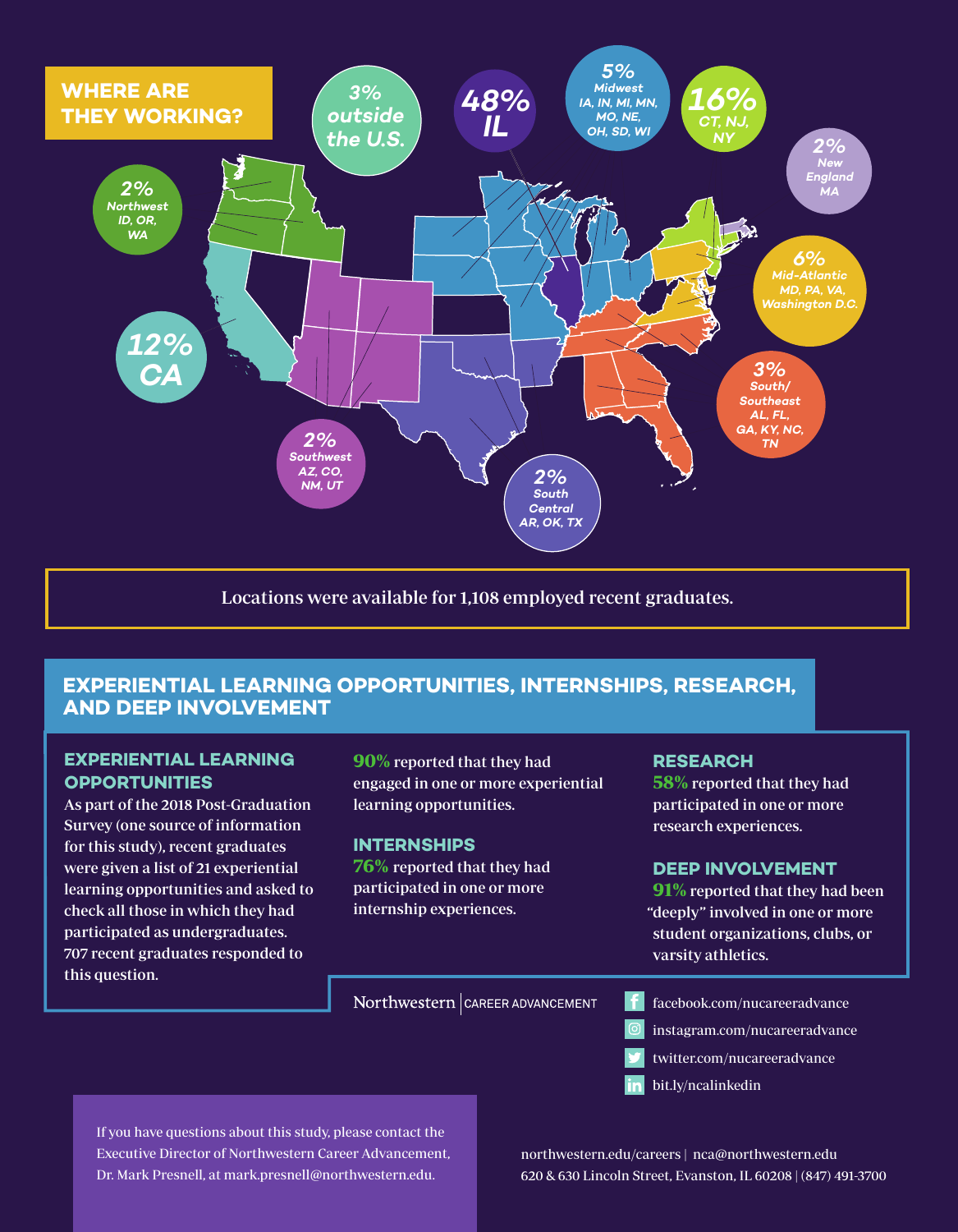## WHERE ARE THEY WORKING?

3% outside the U.S.

48% IL

5% Midwest IA, IN, MI, MN, MO, NE, OH, SD, WI

16% CT, NJ, NY

2% New England MA

2% Northwest ID, OR, WA

6% Mid-Atlantic MD, PA, VA, Washington D.C.

12% CA

3% South/ Southeast AL, FL, GA, KY, NC, TN

2% Southwest AZ, CO, NM, UT

2% South Central AR, OK, TX

Locations were available for 1,108 employed recent graduates.

## EXPERIENTIAL LEARNING OPPORTUNITIES, INTERNSHIPS, RESEARCH, AND DEEP INVOLVEMENT

### EXPERIENTIAL LEARNING OPPORTUNITIES

As part of the 2018 Post-Graduation Survey (one source of information for this study), recent graduates were given a list of 21 experiential learning opportunities and asked to check all those in which they had participated as undergraduates. 707 recent graduates responded to this question.

**90%** reported that they had engaged in one or more experiential learning opportunities.

### INTERNSHIPS

**76%** reported that they had participated in one or more internship experiences.

### RESEARCH

**58%** reported that they had participated in one or more research experiences.

### DEEP INVOLVEMENT

**91%** reported that they had been "deeply" involved in one or more student organizations, clubs, or varsity athletics.

Northwestern | CAREER ADVANCEMENT

facebook.com/nucareeradvance
instagram.com/nucareeradvance
twitter.com/nucareeradvance
bit.ly/ncalinkedin

If you have questions about this study, please contact the Executive Director of Northwestern Career Advancement, Dr. Mark Presnell, at mark.presnell@northwestern.edu.

northwestern.edu/careers | nca@northwestern.edu
620 & 630 Lincoln Street, Evanston, IL 60208 | (847) 491-3700